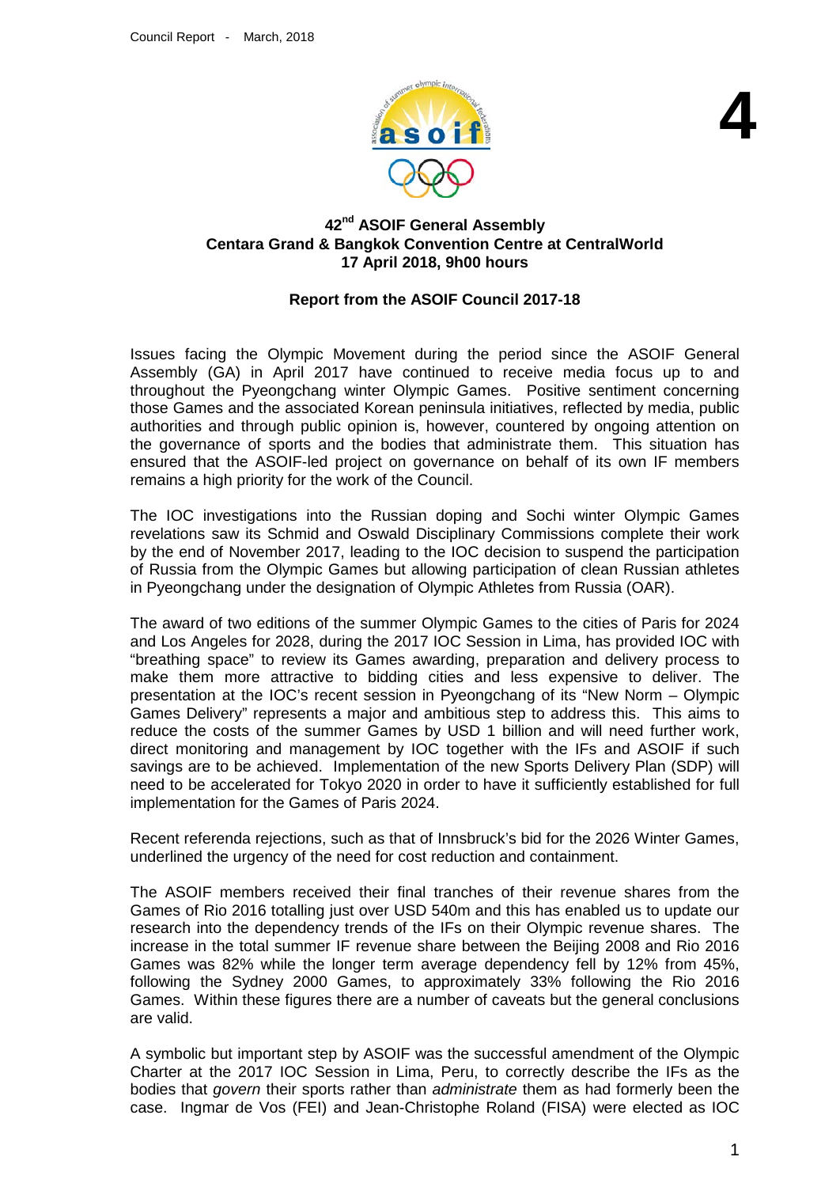**4**

## 42nd ASOIF General Assembly
## Centara Grand & Bangkok Convention Centre at CentralWorld
## 17 April 2018, 9h00 hours

### Report from the ASOIF Council 2017-18

Issues facing the Olympic Movement during the period since the ASOIF General Assembly (GA) in April 2017 have continued to receive media focus up to and throughout the Pyeongchang winter Olympic Games. Positive sentiment concerning those Games and the associated Korean peninsula initiatives, reflected by media, public authorities and through public opinion is, however, countered by ongoing attention on the governance of sports and the bodies that administrate them. This situation has ensured that the ASOIF-led project on governance on behalf of its own IF members remains a high priority for the work of the Council.

The IOC investigations into the Russian doping and Sochi winter Olympic Games revelations saw its Schmid and Oswald Disciplinary Commissions complete their work by the end of November 2017, leading to the IOC decision to suspend the participation of Russia from the Olympic Games but allowing participation of clean Russian athletes in Pyeongchang under the designation of Olympic Athletes from Russia (OAR).

The award of two editions of the summer Olympic Games to the cities of Paris for 2024 and Los Angeles for 2028, during the 2017 IOC Session in Lima, has provided IOC with "breathing space" to review its Games awarding, preparation and delivery process to make them more attractive to bidding cities and less expensive to deliver. The presentation at the IOC's recent session in Pyeongchang of its "New Norm – Olympic Games Delivery" represents a major and ambitious step to address this. This aims to reduce the costs of the summer Games by USD 1 billion and will need further work, direct monitoring and management by IOC together with the IFs and ASOIF if such savings are to be achieved. Implementation of the new Sports Delivery Plan (SDP) will need to be accelerated for Tokyo 2020 in order to have it sufficiently established for full implementation for the Games of Paris 2024.

Recent referenda rejections, such as that of Innsbruck's bid for the 2026 Winter Games, underlined the urgency of the need for cost reduction and containment.

The ASOIF members received their final tranches of their revenue shares from the Games of Rio 2016 totalling just over USD 540m and this has enabled us to update our research into the dependency trends of the IFs on their Olympic revenue shares. The increase in the total summer IF revenue share between the Beijing 2008 and Rio 2016 Games was 82% while the longer term average dependency fell by 12% from 45%, following the Sydney 2000 Games, to approximately 33% following the Rio 2016 Games. Within these figures there are a number of caveats but the general conclusions are valid.

A symbolic but important step by ASOIF was the successful amendment of the Olympic Charter at the 2017 IOC Session in Lima, Peru, to correctly describe the IFs as the bodies that *govern* their sports rather than *administrate* them as had formerly been the case. Ingmar de Vos (FEI) and Jean-Christophe Roland (FISA) were elected as IOC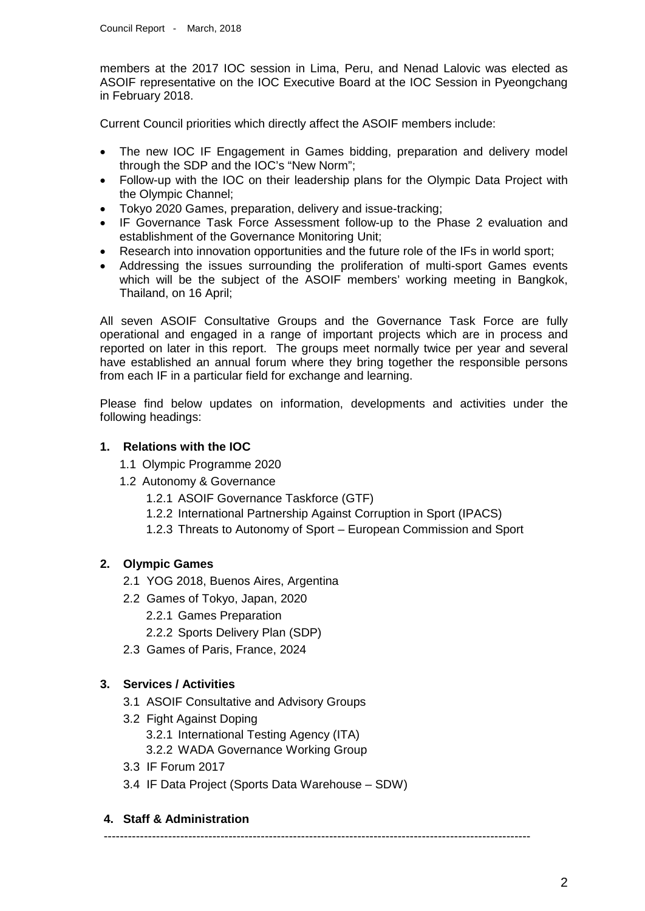members at the 2017 IOC session in Lima, Peru, and Nenad Lalovic was elected as ASOIF representative on the IOC Executive Board at the IOC Session in Pyeongchang in February 2018.

Current Council priorities which directly affect the ASOIF members include:

- The new IOC IF Engagement in Games bidding, preparation and delivery model through the SDP and the IOC's "New Norm";
- Follow-up with the IOC on their leadership plans for the Olympic Data Project with the Olympic Channel;
- Tokyo 2020 Games, preparation, delivery and issue-tracking;
- IF Governance Task Force Assessment follow-up to the Phase 2 evaluation and establishment of the Governance Monitoring Unit;
- Research into innovation opportunities and the future role of the IFs in world sport;
- Addressing the issues surrounding the proliferation of multi-sport Games events which will be the subject of the ASOIF members' working meeting in Bangkok, Thailand, on 16 April;

All seven ASOIF Consultative Groups and the Governance Task Force are fully operational and engaged in a range of important projects which are in process and reported on later in this report. The groups meet normally twice per year and several have established an annual forum where they bring together the responsible persons from each IF in a particular field for exchange and learning.

Please find below updates on information, developments and activities under the following headings:

**1. Relations with the IOC**

- 1.1 Olympic Programme 2020
- 1.2 Autonomy & Governance
  - 1.2.1 ASOIF Governance Taskforce (GTF)
  - 1.2.2 International Partnership Against Corruption in Sport (IPACS)
  - 1.2.3 Threats to Autonomy of Sport – European Commission and Sport

**2. Olympic Games**

- 2.1 YOG 2018, Buenos Aires, Argentina
- 2.2 Games of Tokyo, Japan, 2020
  - 2.2.1 Games Preparation
  - 2.2.2 Sports Delivery Plan (SDP)
- 2.3 Games of Paris, France, 2024

**3. Services / Activities**

- 3.1 ASOIF Consultative and Advisory Groups
- 3.2 Fight Against Doping
  - 3.2.1 International Testing Agency (ITA)
  - 3.2.2 WADA Governance Working Group
- 3.3 IF Forum 2017
- 3.4 IF Data Project (Sports Data Warehouse – SDW)

**4. Staff & Administration**

---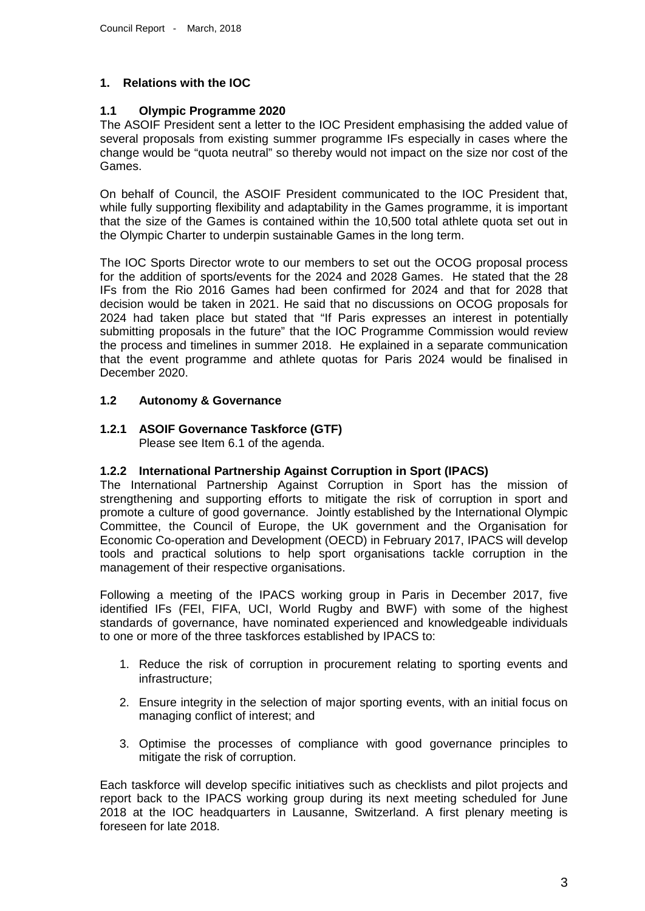## 1. Relations with the IOC

### 1.1 Olympic Programme 2020

The ASOIF President sent a letter to the IOC President emphasising the added value of several proposals from existing summer programme IFs especially in cases where the change would be "quota neutral" so thereby would not impact on the size nor cost of the Games.

On behalf of Council, the ASOIF President communicated to the IOC President that, while fully supporting flexibility and adaptability in the Games programme, it is important that the size of the Games is contained within the 10,500 total athlete quota set out in the Olympic Charter to underpin sustainable Games in the long term.

The IOC Sports Director wrote to our members to set out the OCOG proposal process for the addition of sports/events for the 2024 and 2028 Games. He stated that the 28 IFs from the Rio 2016 Games had been confirmed for 2024 and that for 2028 that decision would be taken in 2021. He said that no discussions on OCOG proposals for 2024 had taken place but stated that "If Paris expresses an interest in potentially submitting proposals in the future" that the IOC Programme Commission would review the process and timelines in summer 2018. He explained in a separate communication that the event programme and athlete quotas for Paris 2024 would be finalised in December 2020.

### 1.2 Autonomy & Governance

#### 1.2.1 ASOIF Governance Taskforce (GTF)

Please see Item 6.1 of the agenda.

#### 1.2.2 International Partnership Against Corruption in Sport (IPACS)

The International Partnership Against Corruption in Sport has the mission of strengthening and supporting efforts to mitigate the risk of corruption in sport and promote a culture of good governance. Jointly established by the International Olympic Committee, the Council of Europe, the UK government and the Organisation for Economic Co-operation and Development (OECD) in February 2017, IPACS will develop tools and practical solutions to help sport organisations tackle corruption in the management of their respective organisations.

Following a meeting of the IPACS working group in Paris in December 2017, five identified IFs (FEI, FIFA, UCI, World Rugby and BWF) with some of the highest standards of governance, have nominated experienced and knowledgeable individuals to one or more of the three taskforces established by IPACS to:

1. Reduce the risk of corruption in procurement relating to sporting events and infrastructure;
2. Ensure integrity in the selection of major sporting events, with an initial focus on managing conflict of interest; and
3. Optimise the processes of compliance with good governance principles to mitigate the risk of corruption.

Each taskforce will develop specific initiatives such as checklists and pilot projects and report back to the IPACS working group during its next meeting scheduled for June 2018 at the IOC headquarters in Lausanne, Switzerland. A first plenary meeting is foreseen for late 2018.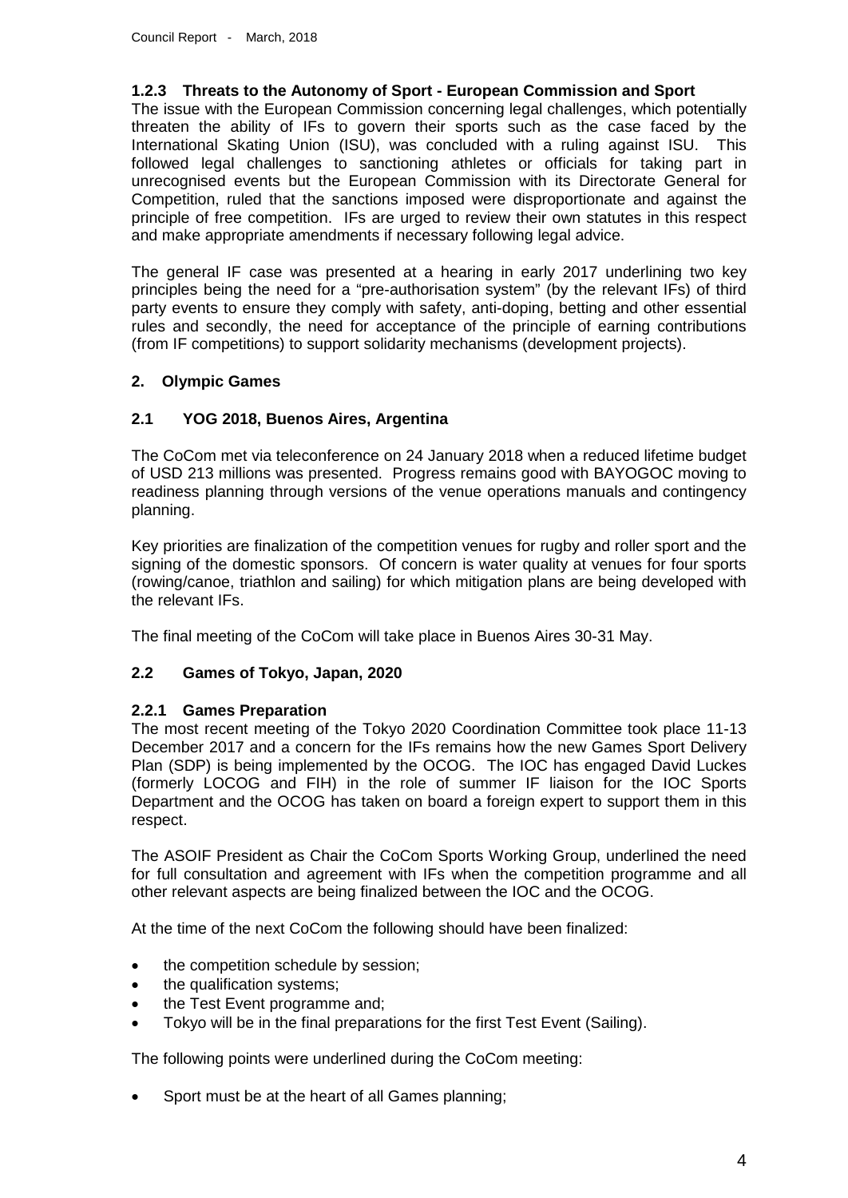### 1.2.3 Threats to the Autonomy of Sport - European Commission and Sport

The issue with the European Commission concerning legal challenges, which potentially threaten the ability of IFs to govern their sports such as the case faced by the International Skating Union (ISU), was concluded with a ruling against ISU. This followed legal challenges to sanctioning athletes or officials for taking part in unrecognised events but the European Commission with its Directorate General for Competition, ruled that the sanctions imposed were disproportionate and against the principle of free competition. IFs are urged to review their own statutes in this respect and make appropriate amendments if necessary following legal advice.

The general IF case was presented at a hearing in early 2017 underlining two key principles being the need for a "pre-authorisation system" (by the relevant IFs) of third party events to ensure they comply with safety, anti-doping, betting and other essential rules and secondly, the need for acceptance of the principle of earning contributions (from IF competitions) to support solidarity mechanisms (development projects).

## 2. Olympic Games

### 2.1 YOG 2018, Buenos Aires, Argentina

The CoCom met via teleconference on 24 January 2018 when a reduced lifetime budget of USD 213 millions was presented. Progress remains good with BAYOGOC moving to readiness planning through versions of the venue operations manuals and contingency planning.

Key priorities are finalization of the competition venues for rugby and roller sport and the signing of the domestic sponsors. Of concern is water quality at venues for four sports (rowing/canoe, triathlon and sailing) for which mitigation plans are being developed with the relevant IFs.

The final meeting of the CoCom will take place in Buenos Aires 30-31 May.

### 2.2 Games of Tokyo, Japan, 2020

#### 2.2.1 Games Preparation

The most recent meeting of the Tokyo 2020 Coordination Committee took place 11-13 December 2017 and a concern for the IFs remains how the new Games Sport Delivery Plan (SDP) is being implemented by the OCOG. The IOC has engaged David Luckes (formerly LOCOG and FIH) in the role of summer IF liaison for the IOC Sports Department and the OCOG has taken on board a foreign expert to support them in this respect.

The ASOIF President as Chair the CoCom Sports Working Group, underlined the need for full consultation and agreement with IFs when the competition programme and all other relevant aspects are being finalized between the IOC and the OCOG.

At the time of the next CoCom the following should have been finalized:

- the competition schedule by session;
- the qualification systems;
- the Test Event programme and;
- Tokyo will be in the final preparations for the first Test Event (Sailing).

The following points were underlined during the CoCom meeting:

- Sport must be at the heart of all Games planning;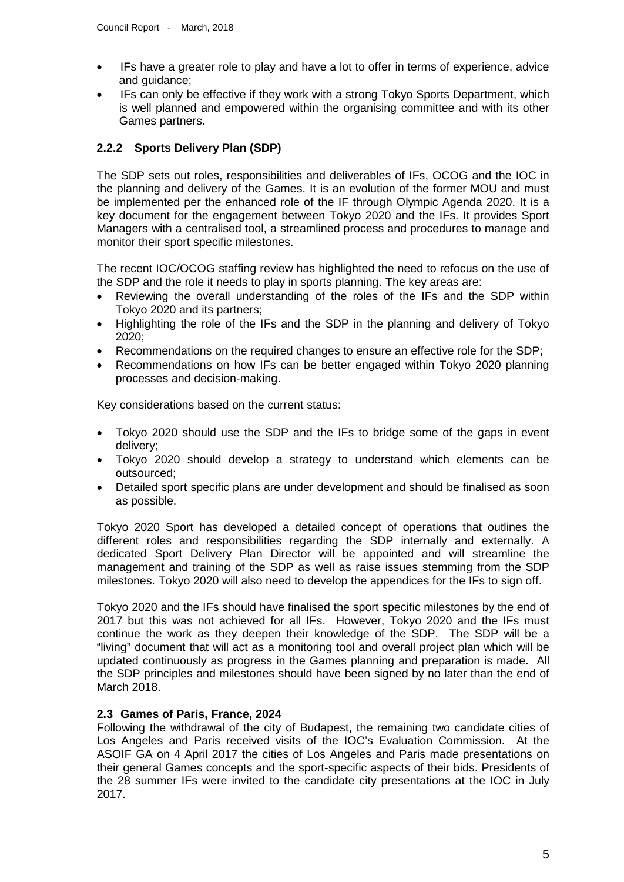- IFs have a greater role to play and have a lot to offer in terms of experience, advice and guidance;
- IFs can only be effective if they work with a strong Tokyo Sports Department, which is well planned and empowered within the organising committee and with its other Games partners.

### 2.2.2 Sports Delivery Plan (SDP)

The SDP sets out roles, responsibilities and deliverables of IFs, OCOG and the IOC in the planning and delivery of the Games. It is an evolution of the former MOU and must be implemented per the enhanced role of the IF through Olympic Agenda 2020. It is a key document for the engagement between Tokyo 2020 and the IFs. It provides Sport Managers with a centralised tool, a streamlined process and procedures to manage and monitor their sport specific milestones.

The recent IOC/OCOG staffing review has highlighted the need to refocus on the use of the SDP and the role it needs to play in sports planning. The key areas are:

- Reviewing the overall understanding of the roles of the IFs and the SDP within Tokyo 2020 and its partners;
- Highlighting the role of the IFs and the SDP in the planning and delivery of Tokyo 2020;
- Recommendations on the required changes to ensure an effective role for the SDP;
- Recommendations on how IFs can be better engaged within Tokyo 2020 planning processes and decision-making.

Key considerations based on the current status:

- Tokyo 2020 should use the SDP and the IFs to bridge some of the gaps in event delivery;
- Tokyo 2020 should develop a strategy to understand which elements can be outsourced;
- Detailed sport specific plans are under development and should be finalised as soon as possible.

Tokyo 2020 Sport has developed a detailed concept of operations that outlines the different roles and responsibilities regarding the SDP internally and externally. A dedicated Sport Delivery Plan Director will be appointed and will streamline the management and training of the SDP as well as raise issues stemming from the SDP milestones. Tokyo 2020 will also need to develop the appendices for the IFs to sign off.

Tokyo 2020 and the IFs should have finalised the sport specific milestones by the end of 2017 but this was not achieved for all IFs. However, Tokyo 2020 and the IFs must continue the work as they deepen their knowledge of the SDP. The SDP will be a "living" document that will act as a monitoring tool and overall project plan which will be updated continuously as progress in the Games planning and preparation is made. All the SDP principles and milestones should have been signed by no later than the end of March 2018.

## 2.3 Games of Paris, France, 2024

Following the withdrawal of the city of Budapest, the remaining two candidate cities of Los Angeles and Paris received visits of the IOC's Evaluation Commission. At the ASOIF GA on 4 April 2017 the cities of Los Angeles and Paris made presentations on their general Games concepts and the sport-specific aspects of their bids. Presidents of the 28 summer IFs were invited to the candidate city presentations at the IOC in July 2017.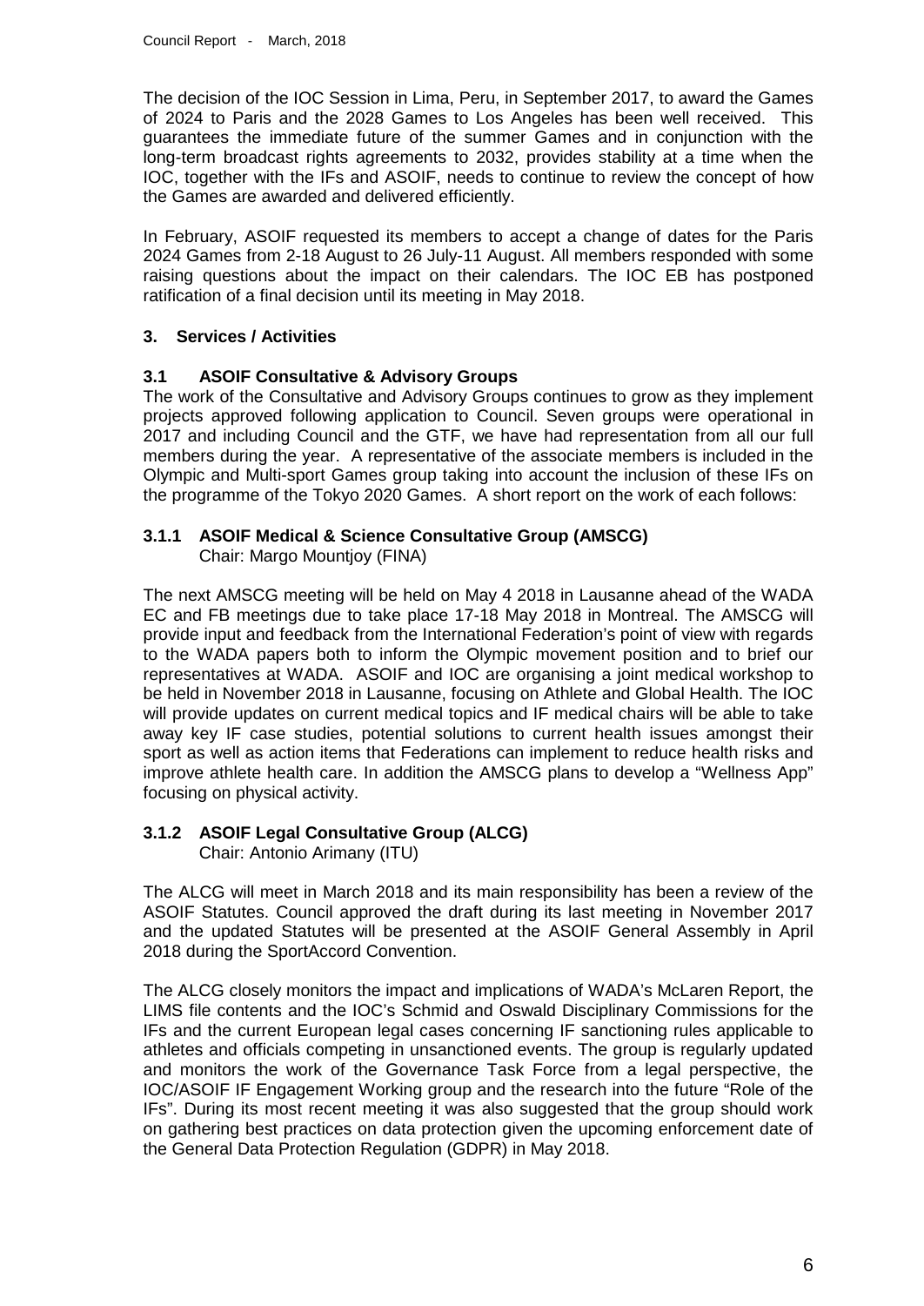The decision of the IOC Session in Lima, Peru, in September 2017, to award the Games of 2024 to Paris and the 2028 Games to Los Angeles has been well received. This guarantees the immediate future of the summer Games and in conjunction with the long-term broadcast rights agreements to 2032, provides stability at a time when the IOC, together with the IFs and ASOIF, needs to continue to review the concept of how the Games are awarded and delivered efficiently.

In February, ASOIF requested its members to accept a change of dates for the Paris 2024 Games from 2-18 August to 26 July-11 August. All members responded with some raising questions about the impact on their calendars. The IOC EB has postponed ratification of a final decision until its meeting in May 2018.

## 3. Services / Activities

### 3.1 ASOIF Consultative & Advisory Groups

The work of the Consultative and Advisory Groups continues to grow as they implement projects approved following application to Council. Seven groups were operational in 2017 and including Council and the GTF, we have had representation from all our full members during the year. A representative of the associate members is included in the Olympic and Multi-sport Games group taking into account the inclusion of these IFs on the programme of the Tokyo 2020 Games. A short report on the work of each follows:

#### 3.1.1 ASOIF Medical & Science Consultative Group (AMSCG)

Chair: Margo Mountjoy (FINA)

The next AMSCG meeting will be held on May 4 2018 in Lausanne ahead of the WADA EC and FB meetings due to take place 17-18 May 2018 in Montreal. The AMSCG will provide input and feedback from the International Federation's point of view with regards to the WADA papers both to inform the Olympic movement position and to brief our representatives at WADA. ASOIF and IOC are organising a joint medical workshop to be held in November 2018 in Lausanne, focusing on Athlete and Global Health. The IOC will provide updates on current medical topics and IF medical chairs will be able to take away key IF case studies, potential solutions to current health issues amongst their sport as well as action items that Federations can implement to reduce health risks and improve athlete health care. In addition the AMSCG plans to develop a "Wellness App" focusing on physical activity.

#### 3.1.2 ASOIF Legal Consultative Group (ALCG)

Chair: Antonio Arimany (ITU)

The ALCG will meet in March 2018 and its main responsibility has been a review of the ASOIF Statutes. Council approved the draft during its last meeting in November 2017 and the updated Statutes will be presented at the ASOIF General Assembly in April 2018 during the SportAccord Convention.

The ALCG closely monitors the impact and implications of WADA's McLaren Report, the LIMS file contents and the IOC's Schmid and Oswald Disciplinary Commissions for the IFs and the current European legal cases concerning IF sanctioning rules applicable to athletes and officials competing in unsanctioned events. The group is regularly updated and monitors the work of the Governance Task Force from a legal perspective, the IOC/ASOIF IF Engagement Working group and the research into the future "Role of the IFs". During its most recent meeting it was also suggested that the group should work on gathering best practices on data protection given the upcoming enforcement date of the General Data Protection Regulation (GDPR) in May 2018.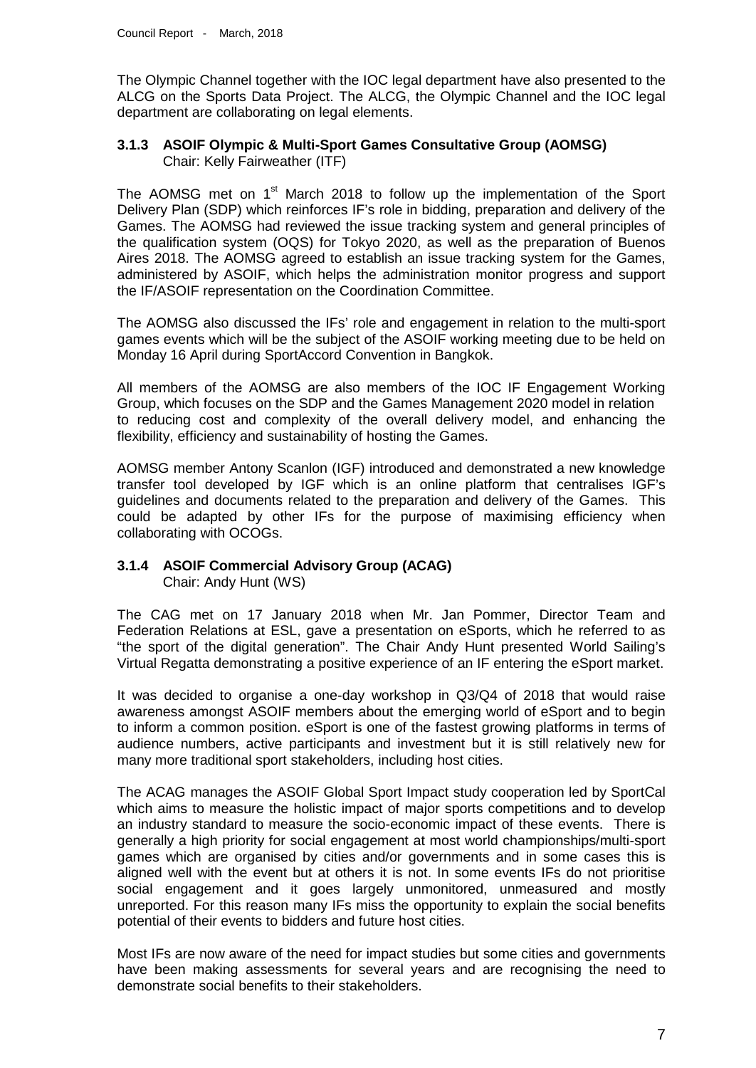The Olympic Channel together with the IOC legal department have also presented to the ALCG on the Sports Data Project. The ALCG, the Olympic Channel and the IOC legal department are collaborating on legal elements.

### 3.1.3 ASOIF Olympic & Multi-Sport Games Consultative Group (AOMSG)

Chair: Kelly Fairweather (ITF)

The AOMSG met on 1st March 2018 to follow up the implementation of the Sport Delivery Plan (SDP) which reinforces IF's role in bidding, preparation and delivery of the Games. The AOMSG had reviewed the issue tracking system and general principles of the qualification system (OQS) for Tokyo 2020, as well as the preparation of Buenos Aires 2018. The AOMSG agreed to establish an issue tracking system for the Games, administered by ASOIF, which helps the administration monitor progress and support the IF/ASOIF representation on the Coordination Committee.

The AOMSG also discussed the IFs' role and engagement in relation to the multi-sport games events which will be the subject of the ASOIF working meeting due to be held on Monday 16 April during SportAccord Convention in Bangkok.

All members of the AOMSG are also members of the IOC IF Engagement Working Group, which focuses on the SDP and the Games Management 2020 model in relation to reducing cost and complexity of the overall delivery model, and enhancing the flexibility, efficiency and sustainability of hosting the Games.

AOMSG member Antony Scanlon (IGF) introduced and demonstrated a new knowledge transfer tool developed by IGF which is an online platform that centralises IGF's guidelines and documents related to the preparation and delivery of the Games. This could be adapted by other IFs for the purpose of maximising efficiency when collaborating with OCOGs.

### 3.1.4 ASOIF Commercial Advisory Group (ACAG)

Chair: Andy Hunt (WS)

The CAG met on 17 January 2018 when Mr. Jan Pommer, Director Team and Federation Relations at ESL, gave a presentation on eSports, which he referred to as "the sport of the digital generation". The Chair Andy Hunt presented World Sailing's Virtual Regatta demonstrating a positive experience of an IF entering the eSport market.

It was decided to organise a one-day workshop in Q3/Q4 of 2018 that would raise awareness amongst ASOIF members about the emerging world of eSport and to begin to inform a common position. eSport is one of the fastest growing platforms in terms of audience numbers, active participants and investment but it is still relatively new for many more traditional sport stakeholders, including host cities.

The ACAG manages the ASOIF Global Sport Impact study cooperation led by SportCal which aims to measure the holistic impact of major sports competitions and to develop an industry standard to measure the socio-economic impact of these events. There is generally a high priority for social engagement at most world championships/multi-sport games which are organised by cities and/or governments and in some cases this is aligned well with the event but at others it is not. In some events IFs do not prioritise social engagement and it goes largely unmonitored, unmeasured and mostly unreported. For this reason many IFs miss the opportunity to explain the social benefits potential of their events to bidders and future host cities.

Most IFs are now aware of the need for impact studies but some cities and governments have been making assessments for several years and are recognising the need to demonstrate social benefits to their stakeholders.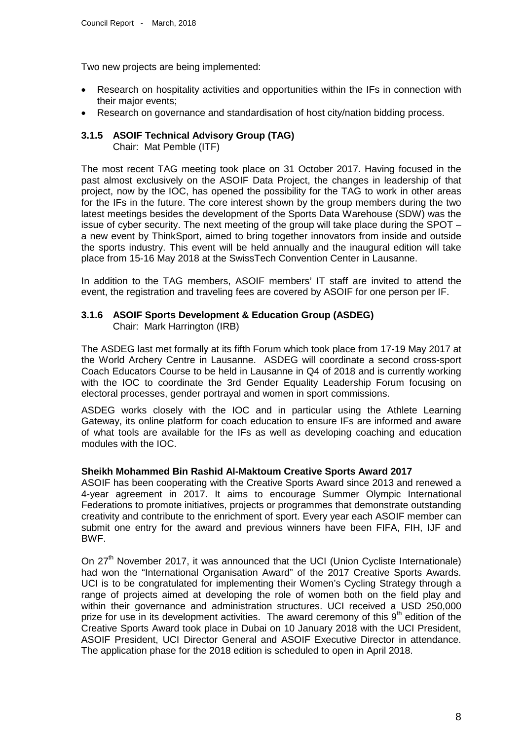Two new projects are being implemented:

- Research on hospitality activities and opportunities within the IFs in connection with their major events;
- Research on governance and standardisation of host city/nation bidding process.

### 3.1.5 ASOIF Technical Advisory Group (TAG)

Chair: Mat Pemble (ITF)

The most recent TAG meeting took place on 31 October 2017. Having focused in the past almost exclusively on the ASOIF Data Project, the changes in leadership of that project, now by the IOC, has opened the possibility for the TAG to work in other areas for the IFs in the future. The core interest shown by the group members during the two latest meetings besides the development of the Sports Data Warehouse (SDW) was the issue of cyber security. The next meeting of the group will take place during the SPOT – a new event by ThinkSport, aimed to bring together innovators from inside and outside the sports industry. This event will be held annually and the inaugural edition will take place from 15-16 May 2018 at the SwissTech Convention Center in Lausanne.

In addition to the TAG members, ASOIF members' IT staff are invited to attend the event, the registration and traveling fees are covered by ASOIF for one person per IF.

### 3.1.6 ASOIF Sports Development & Education Group (ASDEG)

Chair: Mark Harrington (IRB)

The ASDEG last met formally at its fifth Forum which took place from 17-19 May 2017 at the World Archery Centre in Lausanne. ASDEG will coordinate a second cross-sport Coach Educators Course to be held in Lausanne in Q4 of 2018 and is currently working with the IOC to coordinate the 3rd Gender Equality Leadership Forum focusing on electoral processes, gender portrayal and women in sport commissions.

ASDEG works closely with the IOC and in particular using the Athlete Learning Gateway, its online platform for coach education to ensure IFs are informed and aware of what tools are available for the IFs as well as developing coaching and education modules with the IOC.

**Sheikh Mohammed Bin Rashid Al-Maktoum Creative Sports Award 2017**

ASOIF has been cooperating with the Creative Sports Award since 2013 and renewed a 4-year agreement in 2017. It aims to encourage Summer Olympic International Federations to promote initiatives, projects or programmes that demonstrate outstanding creativity and contribute to the enrichment of sport. Every year each ASOIF member can submit one entry for the award and previous winners have been FIFA, FIH, IJF and BWF.

On 27th November 2017, it was announced that the UCI (Union Cycliste Internationale) had won the "International Organisation Award" of the 2017 Creative Sports Awards. UCI is to be congratulated for implementing their Women's Cycling Strategy through a range of projects aimed at developing the role of women both on the field play and within their governance and administration structures. UCI received a USD 250,000 prize for use in its development activities. The award ceremony of this 9th edition of the Creative Sports Award took place in Dubai on 10 January 2018 with the UCI President, ASOIF President, UCI Director General and ASOIF Executive Director in attendance. The application phase for the 2018 edition is scheduled to open in April 2018.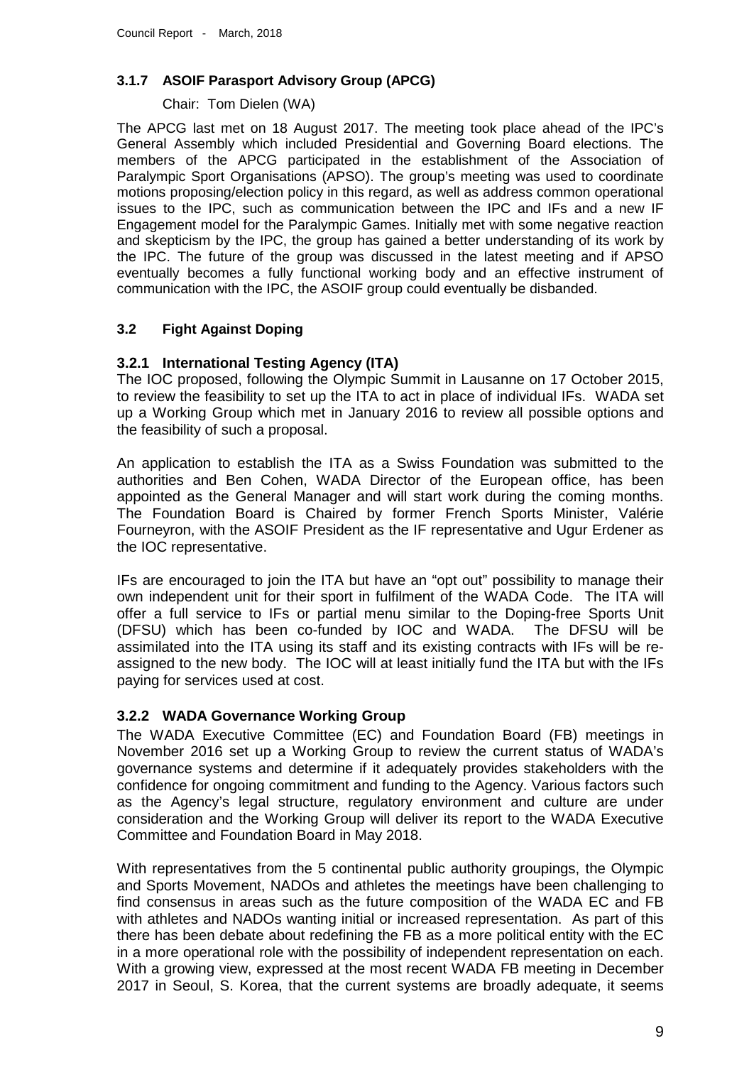### 3.1.7 ASOIF Parasport Advisory Group (APCG)

Chair: Tom Dielen (WA)

The APCG last met on 18 August 2017. The meeting took place ahead of the IPC's General Assembly which included Presidential and Governing Board elections. The members of the APCG participated in the establishment of the Association of Paralympic Sport Organisations (APSO). The group's meeting was used to coordinate motions proposing/election policy in this regard, as well as address common operational issues to the IPC, such as communication between the IPC and IFs and a new IF Engagement model for the Paralympic Games. Initially met with some negative reaction and skepticism by the IPC, the group has gained a better understanding of its work by the IPC. The future of the group was discussed in the latest meeting and if APSO eventually becomes a fully functional working body and an effective instrument of communication with the IPC, the ASOIF group could eventually be disbanded.

## 3.2 Fight Against Doping

### 3.2.1 International Testing Agency (ITA)

The IOC proposed, following the Olympic Summit in Lausanne on 17 October 2015, to review the feasibility to set up the ITA to act in place of individual IFs. WADA set up a Working Group which met in January 2016 to review all possible options and the feasibility of such a proposal.

An application to establish the ITA as a Swiss Foundation was submitted to the authorities and Ben Cohen, WADA Director of the European office, has been appointed as the General Manager and will start work during the coming months. The Foundation Board is Chaired by former French Sports Minister, Valérie Fourneyron, with the ASOIF President as the IF representative and Ugur Erdener as the IOC representative.

IFs are encouraged to join the ITA but have an "opt out" possibility to manage their own independent unit for their sport in fulfilment of the WADA Code. The ITA will offer a full service to IFs or partial menu similar to the Doping-free Sports Unit (DFSU) which has been co-funded by IOC and WADA. The DFSU will be assimilated into the ITA using its staff and its existing contracts with IFs will be re-assigned to the new body. The IOC will at least initially fund the ITA but with the IFs paying for services used at cost.

### 3.2.2 WADA Governance Working Group

The WADA Executive Committee (EC) and Foundation Board (FB) meetings in November 2016 set up a Working Group to review the current status of WADA's governance systems and determine if it adequately provides stakeholders with the confidence for ongoing commitment and funding to the Agency. Various factors such as the Agency's legal structure, regulatory environment and culture are under consideration and the Working Group will deliver its report to the WADA Executive Committee and Foundation Board in May 2018.

With representatives from the 5 continental public authority groupings, the Olympic and Sports Movement, NADOs and athletes the meetings have been challenging to find consensus in areas such as the future composition of the WADA EC and FB with athletes and NADOs wanting initial or increased representation. As part of this there has been debate about redefining the FB as a more political entity with the EC in a more operational role with the possibility of independent representation on each. With a growing view, expressed at the most recent WADA FB meeting in December 2017 in Seoul, S. Korea, that the current systems are broadly adequate, it seems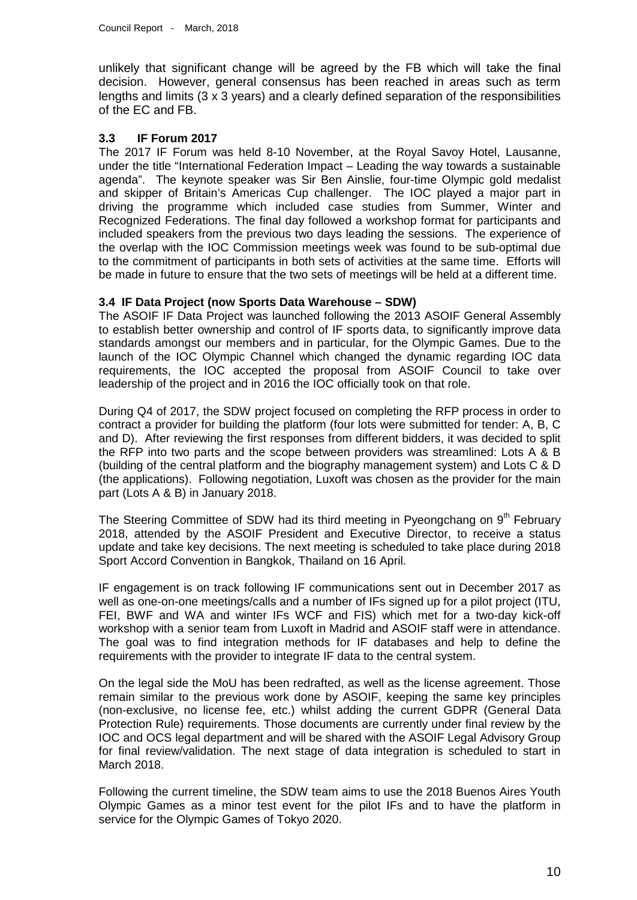unlikely that significant change will be agreed by the FB which will take the final decision. However, general consensus has been reached in areas such as term lengths and limits (3 x 3 years) and a clearly defined separation of the responsibilities of the EC and FB.

### 3.3 IF Forum 2017

The 2017 IF Forum was held 8-10 November, at the Royal Savoy Hotel, Lausanne, under the title "International Federation Impact – Leading the way towards a sustainable agenda". The keynote speaker was Sir Ben Ainslie, four-time Olympic gold medalist and skipper of Britain's Americas Cup challenger. The IOC played a major part in driving the programme which included case studies from Summer, Winter and Recognized Federations. The final day followed a workshop format for participants and included speakers from the previous two days leading the sessions. The experience of the overlap with the IOC Commission meetings week was found to be sub-optimal due to the commitment of participants in both sets of activities at the same time. Efforts will be made in future to ensure that the two sets of meetings will be held at a different time.

### 3.4 IF Data Project (now Sports Data Warehouse – SDW)

The ASOIF IF Data Project was launched following the 2013 ASOIF General Assembly to establish better ownership and control of IF sports data, to significantly improve data standards amongst our members and in particular, for the Olympic Games. Due to the launch of the IOC Olympic Channel which changed the dynamic regarding IOC data requirements, the IOC accepted the proposal from ASOIF Council to take over leadership of the project and in 2016 the IOC officially took on that role.

During Q4 of 2017, the SDW project focused on completing the RFP process in order to contract a provider for building the platform (four lots were submitted for tender: A, B, C and D). After reviewing the first responses from different bidders, it was decided to split the RFP into two parts and the scope between providers was streamlined: Lots A & B (building of the central platform and the biography management system) and Lots C & D (the applications). Following negotiation, Luxoft was chosen as the provider for the main part (Lots A & B) in January 2018.

The Steering Committee of SDW had its third meeting in Pyeongchang on 9th February 2018, attended by the ASOIF President and Executive Director, to receive a status update and take key decisions. The next meeting is scheduled to take place during 2018 Sport Accord Convention in Bangkok, Thailand on 16 April.

IF engagement is on track following IF communications sent out in December 2017 as well as one-on-one meetings/calls and a number of IFs signed up for a pilot project (ITU, FEI, BWF and WA and winter IFs WCF and FIS) which met for a two-day kick-off workshop with a senior team from Luxoft in Madrid and ASOIF staff were in attendance. The goal was to find integration methods for IF databases and help to define the requirements with the provider to integrate IF data to the central system.

On the legal side the MoU has been redrafted, as well as the license agreement. Those remain similar to the previous work done by ASOIF, keeping the same key principles (non-exclusive, no license fee, etc.) whilst adding the current GDPR (General Data Protection Rule) requirements. Those documents are currently under final review by the IOC and OCS legal department and will be shared with the ASOIF Legal Advisory Group for final review/validation. The next stage of data integration is scheduled to start in March 2018.

Following the current timeline, the SDW team aims to use the 2018 Buenos Aires Youth Olympic Games as a minor test event for the pilot IFs and to have the platform in service for the Olympic Games of Tokyo 2020.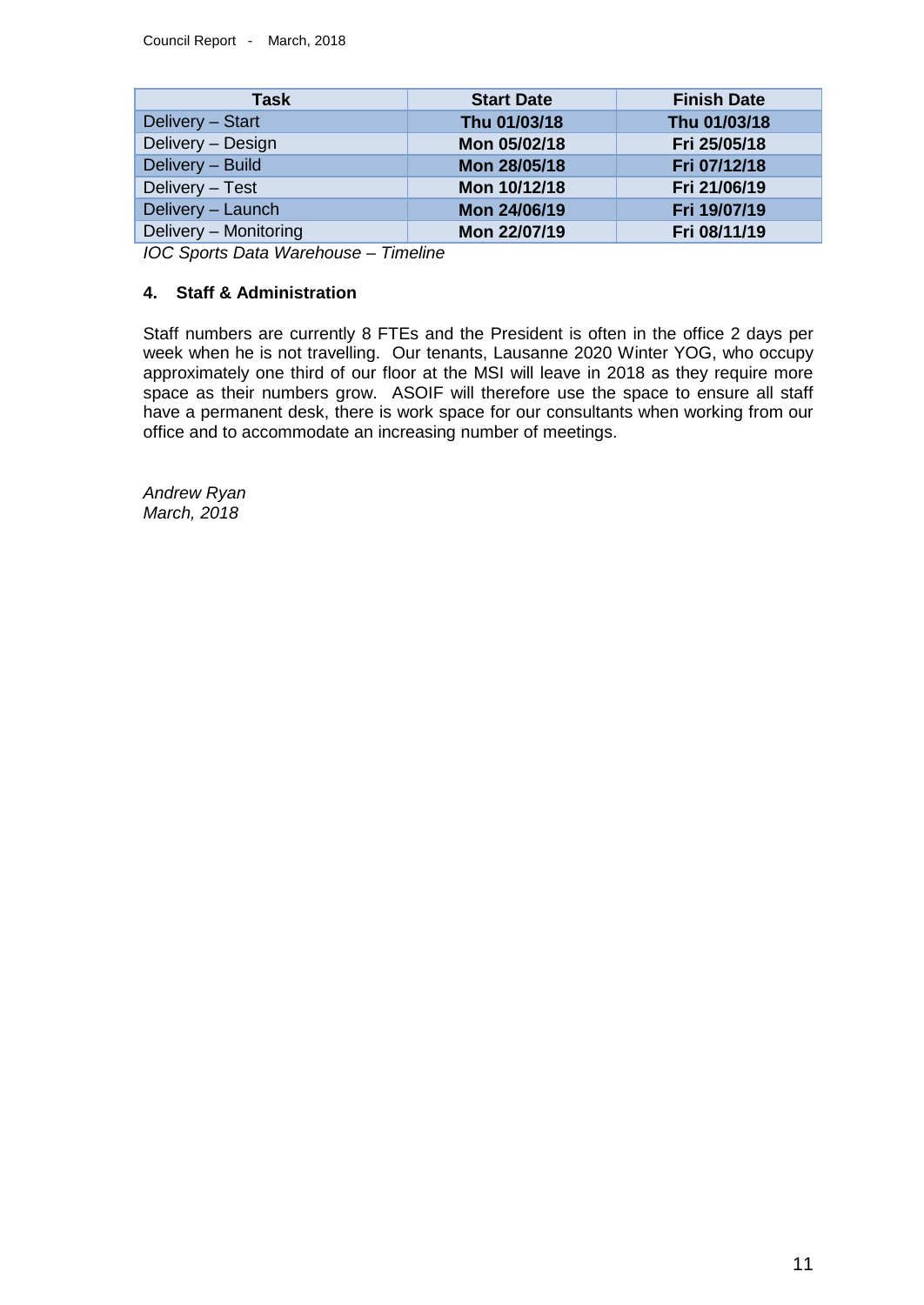| Task | Start Date | Finish Date |
|---|---|---|
| Delivery – Start | **Thu 01/03/18** | **Thu 01/03/18** |
| Delivery – Design | **Mon 05/02/18** | **Fri 25/05/18** |
| Delivery – Build | **Mon 28/05/18** | **Fri 07/12/18** |
| Delivery – Test | **Mon 10/12/18** | **Fri 21/06/19** |
| Delivery – Launch | **Mon 24/06/19** | **Fri 19/07/19** |
| Delivery – Monitoring | **Mon 22/07/19** | **Fri 08/11/19** |

*IOC Sports Data Warehouse – Timeline*

#### 4. Staff & Administration

Staff numbers are currently 8 FTEs and the President is often in the office 2 days per week when he is not travelling. Our tenants, Lausanne 2020 Winter YOG, who occupy approximately one third of our floor at the MSI will leave in 2018 as they require more space as their numbers grow. ASOIF will therefore use the space to ensure all staff have a permanent desk, there is work space for our consultants when working from our office and to accommodate an increasing number of meetings.

*Andrew Ryan*
*March, 2018*